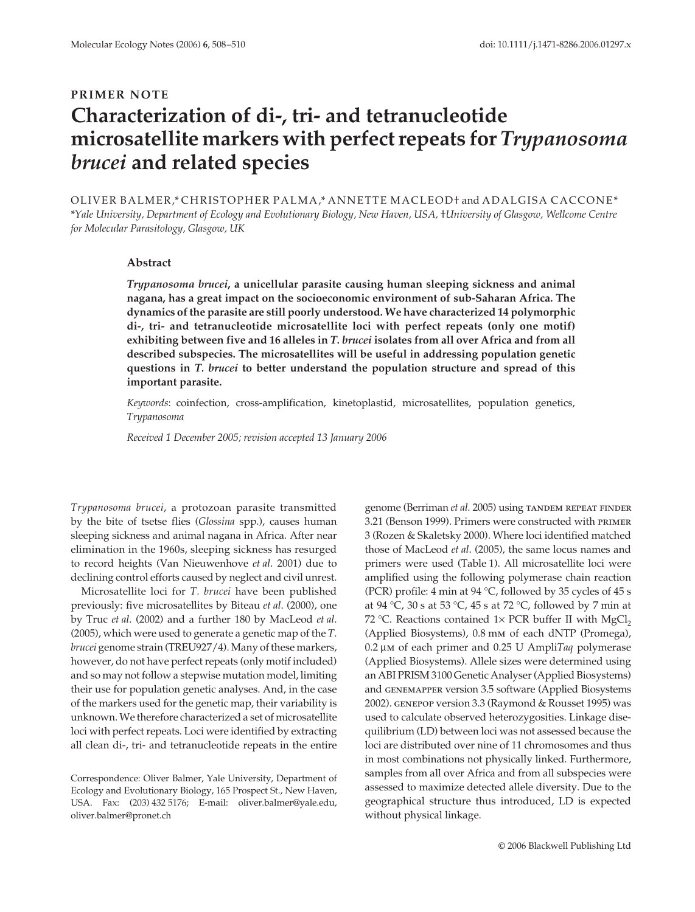PRIMER NOTE

# Characterization of di-, tri- and tetranucleotide microsatellite markers with perfect repeats for *Trypanosoma brucei* and related species

OLIVER BALMER,* CHRISTOPHER PALMA,* ANNETTE MACLEOD† and ADALGISA CACCONE*

*Yale University, Department of Ecology and Evolutionary Biology, New Haven, USA, †University of Glasgow, Wellcome Centre for Molecular Parasitology, Glasgow, UK*

## Abstract

***Trypanosoma brucei*, a unicellular parasite causing human sleeping sickness and animal nagana, has a great impact on the socioeconomic environment of sub-Saharan Africa. The dynamics of the parasite are still poorly understood. We have characterized 14 polymorphic di-, tri- and tetranucleotide microsatellite loci with perfect repeats (only one motif) exhibiting between five and 16 alleles in *T. brucei* isolates from all over Africa and from all described subspecies. The microsatellites will be useful in addressing population genetic questions in *T. brucei* to better understand the population structure and spread of this important parasite.**

*Keywords*: coinfection, cross-amplification, kinetoplastid, microsatellites, population genetics, *Trypanosoma*

*Received 1 December 2005; revision accepted 13 January 2006*

*Trypanosoma brucei*, a protozoan parasite transmitted by the bite of tsetse flies (*Glossina* spp.), causes human sleeping sickness and animal nagana in Africa. After near elimination in the 1960s, sleeping sickness has resurged to record heights (Van Nieuwenhove *et al*. 2001) due to declining control efforts caused by neglect and civil unrest.

Microsatellite loci for *T. brucei* have been published previously: five microsatellites by Biteau *et al*. (2000), one by Truc *et al*. (2002) and a further 180 by MacLeod *et al*. (2005), which were used to generate a genetic map of the *T. brucei* genome strain (TREU927/4). Many of these markers, however, do not have perfect repeats (only motif included) and so may not follow a stepwise mutation model, limiting their use for population genetic analyses. And, in the case of the markers used for the genetic map, their variability is unknown. We therefore characterized a set of microsatellite loci with perfect repeats. Loci were identified by extracting all clean di-, tri- and tetranucleotide repeats in the entire genome (Berriman *et al*. 2005) using TANDEM REPEAT FINDER 3.21 (Benson 1999). Primers were constructed with PRIMER 3 (Rozen & Skaletsky 2000). Where loci identified matched those of MacLeod *et al*. (2005), the same locus names and primers were used (Table 1). All microsatellite loci were amplified using the following polymerase chain reaction (PCR) profile: 4 min at 94 °C, followed by 35 cycles of 45 s at 94 °C, 30 s at 53 °C, 45 s at 72 °C, followed by 7 min at 72 °C. Reactions contained 1× PCR buffer II with $MgCl_2$ (Applied Biosystems), 0.8 mM of each dNTP (Promega), 0.2 μM of each primer and 0.25 U Ampli*Taq* polymerase (Applied Biosystems). Allele sizes were determined using an ABI PRISM 3100 Genetic Analyser (Applied Biosystems) and GENEMAPPER version 3.5 software (Applied Biosystems 2002). GENEPOP version 3.3 (Raymond & Rousset 1995) was used to calculate observed heterozygosities. Linkage disequilibrium (LD) between loci was not assessed because the loci are distributed over nine of 11 chromosomes and thus in most combinations not physically linked. Furthermore, samples from all over Africa and from all subspecies were assessed to maximize detected allele diversity. Due to the geographical structure thus introduced, LD is expected without physical linkage.

Correspondence: Oliver Balmer, Yale University, Department of Ecology and Evolutionary Biology, 165 Prospect St., New Haven, USA. Fax: (203) 432 5176; E-mail: oliver.balmer@yale.edu, oliver.balmer@pronet.ch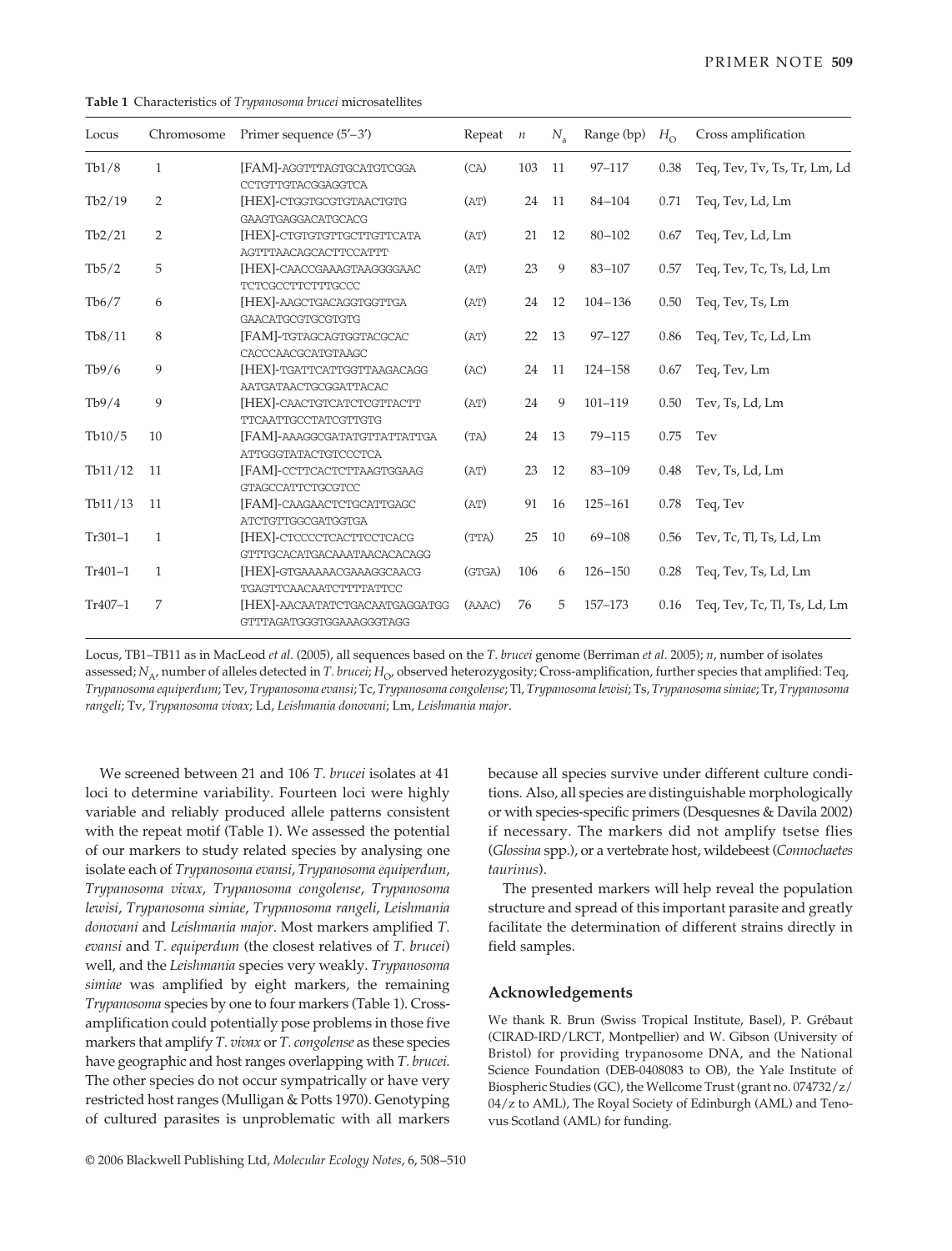**Table 1** Characteristics of *Trypanosoma brucei* microsatellites

| Locus | Chromosome | Primer sequence (5′–3′) | Repeat | $n$ | $N_a$ | Range (bp) | $H_O$ | Cross amplification |
|---|---|---|---|---|---|---|---|---|
| Tb1/8 | 1 | [FAM]-AGGTTTAGTGCATGTCGGA CCTGTTGTACGGAGGTCA | (CA) | 103 | 11 | 97–117 | 0.38 | Teq, Tev, Tv, Ts, Tr, Lm, Ld |
| Tb2/19 | 2 | [HEX]-CTGGTGCGTGTAACTGTG GAAGTGAGGACATGCACG | (AT) | 24 | 11 | 84–104 | 0.71 | Teq, Tev, Ld, Lm |
| Tb2/21 | 2 | [HEX]-CTGTGTGTTGCTTGTTCATA AGTTTAACAGCACTTCCATTT | (AT) | 21 | 12 | 80–102 | 0.67 | Teq, Tev, Ld, Lm |
| Tb5/2 | 5 | [HEX]-CAACCGAAAGTAAGGGGAAC TCTCGCCTTCTTTGCCC | (AT) | 23 | 9 | 83–107 | 0.57 | Teq, Tev, Tc, Ts, Ld, Lm |
| Tb6/7 | 6 | [HEX]-AAGCTGACAGGTGGTTGA GAACATGCGTGCGTGTG | (AT) | 24 | 12 | 104–136 | 0.50 | Teq, Tev, Ts, Lm |
| Tb8/11 | 8 | [FAM]-TGTAGCAGTGGTACGCAC CACCCAACGCATGTAAGC | (AT) | 22 | 13 | 97–127 | 0.86 | Teq, Tev, Tc, Ld, Lm |
| Tb9/6 | 9 | [HEX]-TGATTCATTGGTTAAGACAGG AATGATAACTGCGGATTACAC | (AC) | 24 | 11 | 124–158 | 0.67 | Teq, Tev, Lm |
| Tb9/4 | 9 | [HEX]-CAACTGTCATCTCGTTACTT TTCAATTGCCTATCGTTGTG | (AT) | 24 | 9 | 101–119 | 0.50 | Tev, Ts, Ld, Lm |
| Tb10/5 | 10 | [FAM]-AAAGGCGATATGTTATTATTGA ATTGGGTATACTGTCCCTCA | (TA) | 24 | 13 | 79–115 | 0.75 | Tev |
| Tb11/12 | 11 | [FAM]-CCTTCACTCTTAAGTGGAAG GTAGCCATTCTGCGTCC | (AT) | 23 | 12 | 83–109 | 0.48 | Tev, Ts, Ld, Lm |
| Tb11/13 | 11 | [FAM]-CAAGAACTCTGCATTGAGC ATCTGTTGGCGATGGTGA | (AT) | 91 | 16 | 125–161 | 0.78 | Teq, Tev |
| Tr301–1 | 1 | [HEX]-CTCCCCTCACTTCCTCACG GTTTGCACATGACAAATAACACACAGG | (TTA) | 25 | 10 | 69–108 | 0.56 | Tev, Tc, Tl, Ts, Ld, Lm |
| Tr401–1 | 1 | [HEX]-GTGAAAAACGAAAGGCAACG TGAGTTCAACAATCTTTTATTCC | (GTGA) | 106 | 6 | 126–150 | 0.28 | Teq, Tev, Ts, Ld, Lm |
| Tr407–1 | 7 | [HEX]-AACAATATCTGACAATGAGGATGG GTTTAGATGGGTGGAAAGGGTAGG | (AAAC) | 76 | 5 | 157–173 | 0.16 | Teq, Tev, Tc, Tl, Ts, Ld, Lm |

Locus, TB1–TB11 as in MacLeod *et al*. (2005), all sequences based on the *T. brucei* genome (Berriman *et al*. 2005); $n$, number of isolates assessed; $N_A$, number of alleles detected in *T. brucei*; $H_O$, observed heterozygosity; Cross-amplification, further species that amplified: Teq, *Trypanosoma equiperdum*; Tev, *Trypanosoma evansi*; Tc, *Trypanosoma congolense*; Tl, *Trypanosoma lewisi*; Ts, *Trypanosoma simiae*; Tr, *Trypanosoma rangeli*; Tv, *Trypanosoma vivax*; Ld, *Leishmania donovani*; Lm, *Leishmania major*.

We screened between 21 and 106 *T. brucei* isolates at 41 loci to determine variability. Fourteen loci were highly variable and reliably produced allele patterns consistent with the repeat motif (Table 1). We assessed the potential of our markers to study related species by analysing one isolate each of *Trypanosoma evansi*, *Trypanosoma equiperdum*, *Trypanosoma vivax*, *Trypanosoma congolense*, *Trypanosoma lewisi*, *Trypanosoma simiae*, *Trypanosoma rangeli*, *Leishmania donovani* and *Leishmania major*. Most markers amplified *T. evansi* and *T. equiperdum* (the closest relatives of *T. brucei*) well, and the *Leishmania* species very weakly. *Trypanosoma simiae* was amplified by eight markers, the remaining *Trypanosoma* species by one to four markers (Table 1). Cross-amplification could potentially pose problems in those five markers that amplify *T. vivax* or *T. congolense* as these species have geographic and host ranges overlapping with *T. brucei*. The other species do not occur sympatrically or have very restricted host ranges (Mulligan & Potts 1970). Genotyping of cultured parasites is unproblematic with all markers because all species survive under different culture conditions. Also, all species are distinguishable morphologically or with species-specific primers (Desquesnes & Davila 2002) if necessary. The markers did not amplify tsetse flies (*Glossina* spp.), or a vertebrate host, wildebeest (*Connochaetes taurinus*).

The presented markers will help reveal the population structure and spread of this important parasite and greatly facilitate the determination of different strains directly in field samples.

## Acknowledgements

We thank R. Brun (Swiss Tropical Institute, Basel), P. Grébaut (CIRAD-IRD/LRCT, Montpellier) and W. Gibson (University of Bristol) for providing trypanosome DNA, and the National Science Foundation (DEB-0408083 to OB), the Yale Institute of Biospheric Studies (GC), the Wellcome Trust (grant no. 074732/z/04/z to AML), The Royal Society of Edinburgh (AML) and Tenovus Scotland (AML) for funding.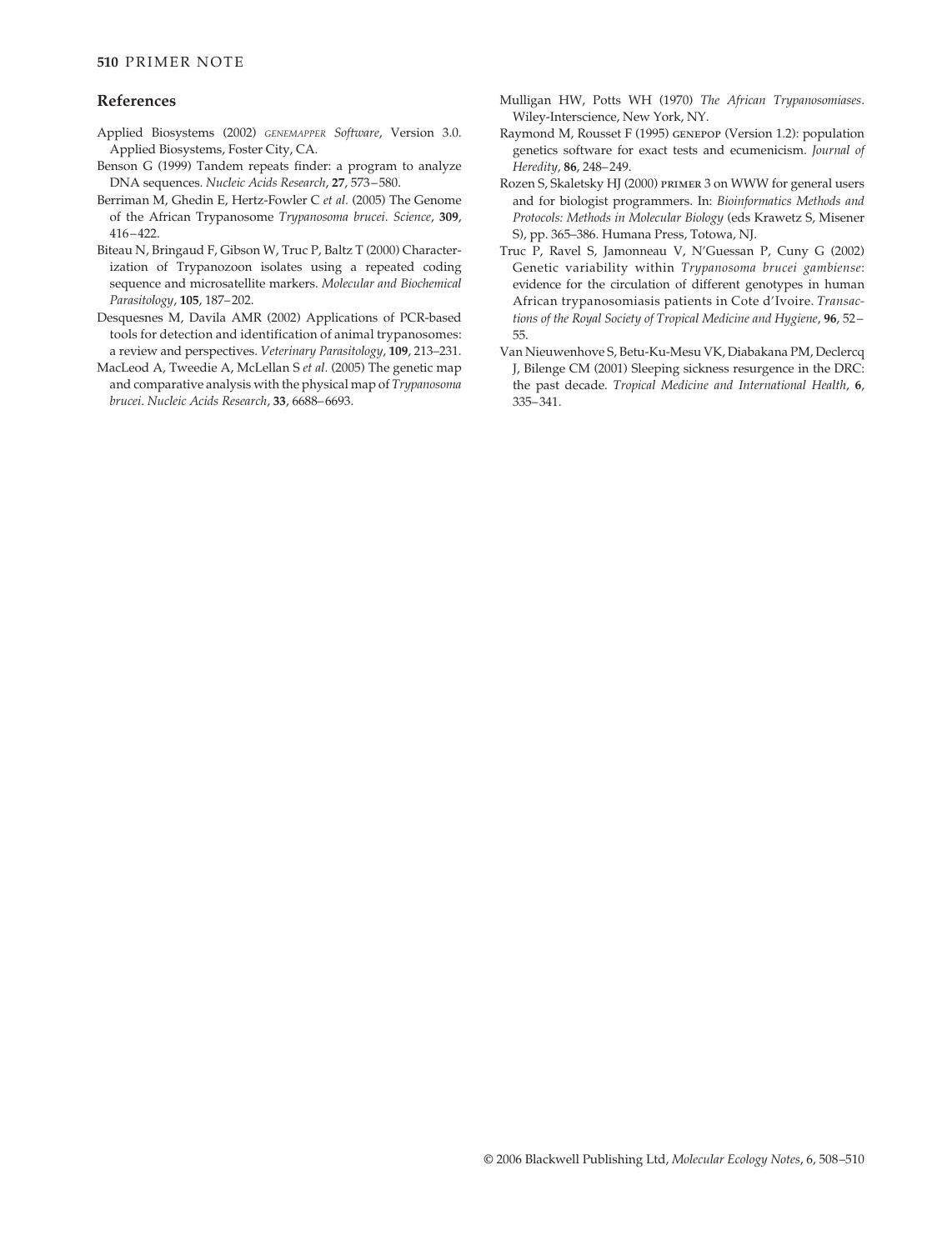## References

Applied Biosystems (2002) *GENEMAPPER Software*, Version 3.0. Applied Biosystems, Foster City, CA.

Benson G (1999) Tandem repeats finder: a program to analyze DNA sequences. *Nucleic Acids Research*, **27**, 573–580.

Berriman M, Ghedin E, Hertz-Fowler C *et al.* (2005) The Genome of the African Trypanosome *Trypanosoma brucei*. *Science*, **309**, 416–422.

Biteau N, Bringaud F, Gibson W, Truc P, Baltz T (2000) Characterization of Trypanozoon isolates using a repeated coding sequence and microsatellite markers. *Molecular and Biochemical Parasitology*, **105**, 187–202.

Desquesnes M, Davila AMR (2002) Applications of PCR-based tools for detection and identification of animal trypanosomes: a review and perspectives. *Veterinary Parasitology*, **109**, 213–231.

MacLeod A, Tweedie A, McLellan S *et al.* (2005) The genetic map and comparative analysis with the physical map of *Trypanosoma brucei*. *Nucleic Acids Research*, **33**, 6688–6693.

Mulligan HW, Potts WH (1970) *The African Trypanosomiases*. Wiley-Interscience, New York, NY.

Raymond M, Rousset F (1995) GENEPOP (Version 1.2): population genetics software for exact tests and ecumenicism. *Journal of Heredity*, **86**, 248–249.

Rozen S, Skaletsky HJ (2000) PRIMER 3 on WWW for general users and for biologist programmers. In: *Bioinformatics Methods and Protocols: Methods in Molecular Biology* (eds Krawetz S, Misener S), pp. 365–386. Humana Press, Totowa, NJ.

Truc P, Ravel S, Jamonneau V, N'Guessan P, Cuny G (2002) Genetic variability within *Trypanosoma brucei gambiense*: evidence for the circulation of different genotypes in human African trypanosomiasis patients in Cote d'Ivoire. *Transactions of the Royal Society of Tropical Medicine and Hygiene*, **96**, 52–55.

Van Nieuwenhove S, Betu-Ku-Mesu VK, Diabakana PM, Declercq J, Bilenge CM (2001) Sleeping sickness resurgence in the DRC: the past decade. *Tropical Medicine and International Health*, **6**, 335–341.